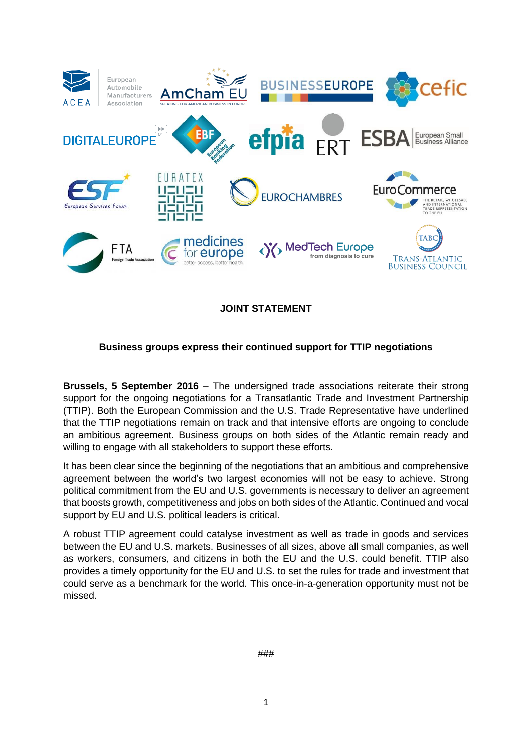**JOINT STATEMENT**

**Business groups express their continued support for TTIP negotiations**

**Brussels, 5 September 2016** – The undersigned trade associations reiterate their strong support for the ongoing negotiations for a Transatlantic Trade and Investment Partnership (TTIP). Both the European Commission and the U.S. Trade Representative have underlined that the TTIP negotiations remain on track and that intensive efforts are ongoing to conclude an ambitious agreement. Business groups on both sides of the Atlantic remain ready and willing to engage with all stakeholders to support these efforts.

It has been clear since the beginning of the negotiations that an ambitious and comprehensive agreement between the world's two largest economies will not be easy to achieve. Strong political commitment from the EU and U.S. governments is necessary to deliver an agreement that boosts growth, competitiveness and jobs on both sides of the Atlantic. Continued and vocal support by EU and U.S. political leaders is critical.

A robust TTIP agreement could catalyse investment as well as trade in goods and services between the EU and U.S. markets. Businesses of all sizes, above all small companies, as well as workers, consumers, and citizens in both the EU and the U.S. could benefit. TTIP also provides a timely opportunity for the EU and U.S. to set the rules for trade and investment that could serve as a benchmark for the world. This once-in-a-generation opportunity must not be missed.

###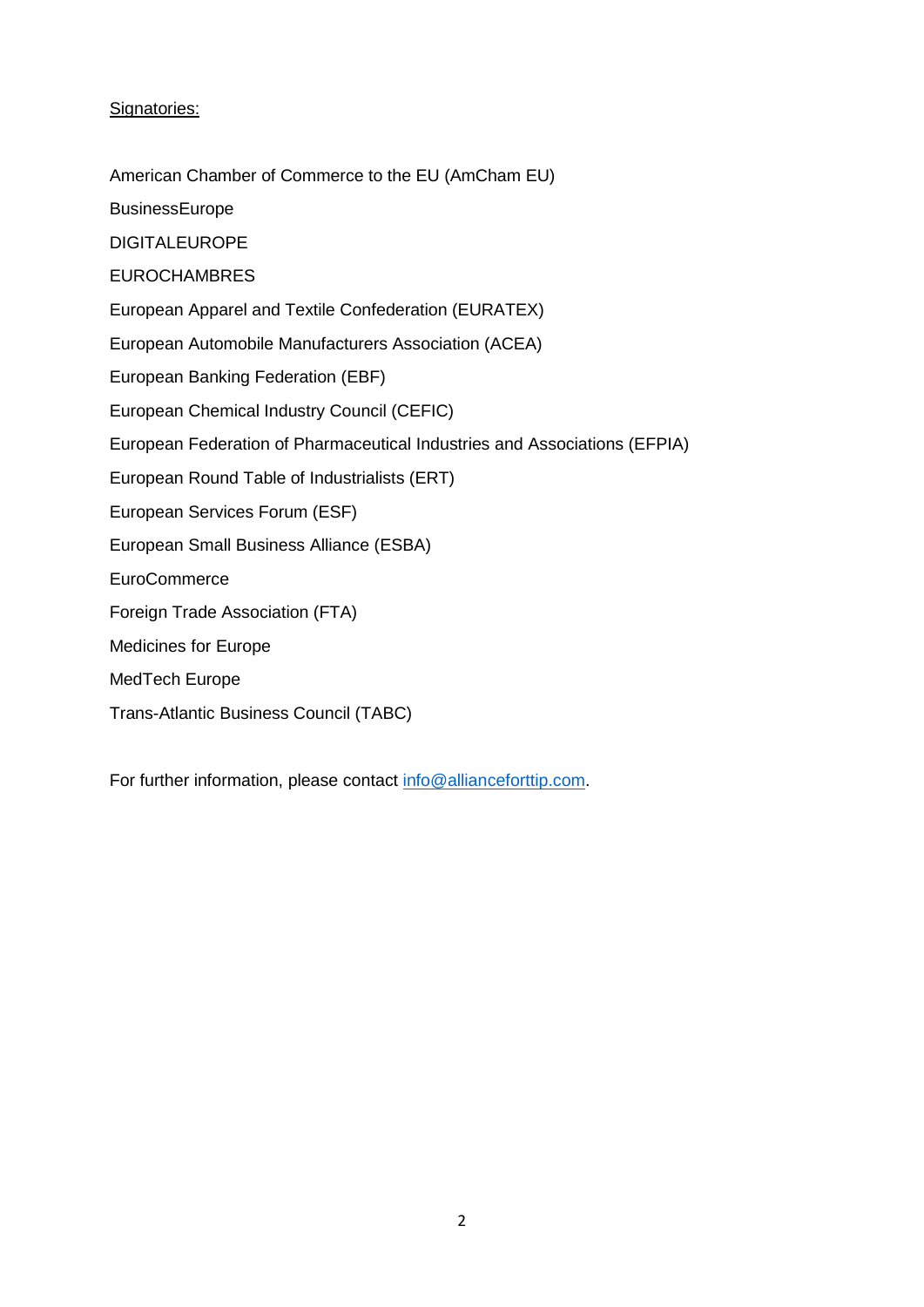Signatories:

American Chamber of Commerce to the EU (AmCham EU)

BusinessEurope

DIGITALEUROPE

EUROCHAMBRES

European Apparel and Textile Confederation (EURATEX)

European Automobile Manufacturers Association (ACEA)

European Banking Federation (EBF)

European Chemical Industry Council (CEFIC)

European Federation of Pharmaceutical Industries and Associations (EFPIA)

European Round Table of Industrialists (ERT)

European Services Forum (ESF)

European Small Business Alliance (ESBA)

EuroCommerce

Foreign Trade Association (FTA)

Medicines for Europe

MedTech Europe

Trans-Atlantic Business Council (TABC)

For further information, please contact info@allianceforttip.com.